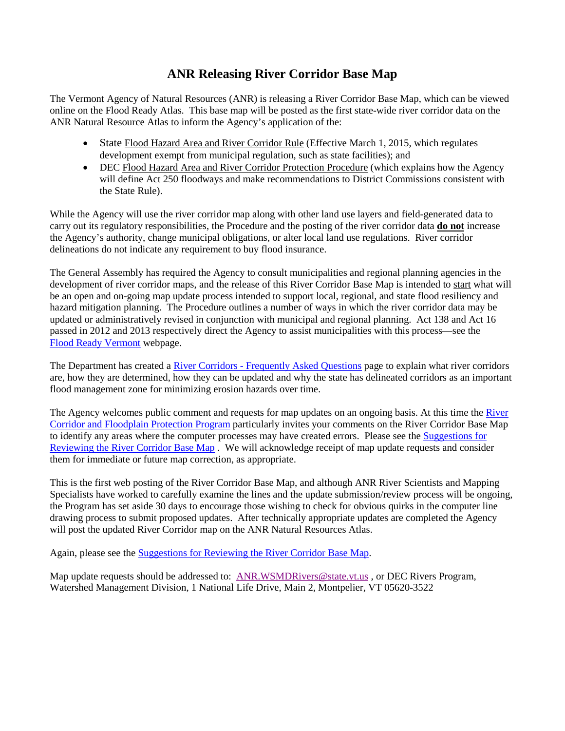# ANR Releasing River Corridor Base Map

The Vermont Agency of Natural Resources (ANR) is releasing a River Corridor Base Map, which can be viewed online on the Flood Ready Atlas. This base map will be posted as the first state-wide river corridor data on the ANR Natural Resource Atlas to inform the Agency's application of the:

- State Flood Hazard Area and River Corridor Rule (Effective March 1, 2015, which regulates development exempt from municipal regulation, such as state facilities); and
- DEC Flood Hazard Area and River Corridor Protection Procedure (which explains how the Agency will define Act 250 floodways and make recommendations to District Commissions consistent with the State Rule).

While the Agency will use the river corridor map along with other land use layers and field-generated data to carry out its regulatory responsibilities, the Procedure and the posting of the river corridor data **do not** increase the Agency's authority, change municipal obligations, or alter local land use regulations. River corridor delineations do not indicate any requirement to buy flood insurance.

The General Assembly has required the Agency to consult municipalities and regional planning agencies in the development of river corridor maps, and the release of this River Corridor Base Map is intended to start what will be an open and on-going map update process intended to support local, regional, and state flood resiliency and hazard mitigation planning. The Procedure outlines a number of ways in which the river corridor data may be updated or administratively revised in conjunction with municipal and regional planning. Act 138 and Act 16 passed in 2012 and 2013 respectively direct the Agency to assist municipalities with this process—see the Flood Ready Vermont webpage.

The Department has created a River Corridors - Frequently Asked Questions page to explain what river corridors are, how they are determined, how they can be updated and why the state has delineated corridors as an important flood management zone for minimizing erosion hazards over time.

The Agency welcomes public comment and requests for map updates on an ongoing basis. At this time the River Corridor and Floodplain Protection Program particularly invites your comments on the River Corridor Base Map to identify any areas where the computer processes may have created errors. Please see the Suggestions for Reviewing the River Corridor Base Map . We will acknowledge receipt of map update requests and consider them for immediate or future map correction, as appropriate.

This is the first web posting of the River Corridor Base Map, and although ANR River Scientists and Mapping Specialists have worked to carefully examine the lines and the update submission/review process will be ongoing, the Program has set aside 30 days to encourage those wishing to check for obvious quirks in the computer line drawing process to submit proposed updates. After technically appropriate updates are completed the Agency will post the updated River Corridor map on the ANR Natural Resources Atlas.

Again, please see the Suggestions for Reviewing the River Corridor Base Map.

Map update requests should be addressed to: ANR.WSMDRivers@state.vt.us , or DEC Rivers Program, Watershed Management Division, 1 National Life Drive, Main 2, Montpelier, VT 05620-3522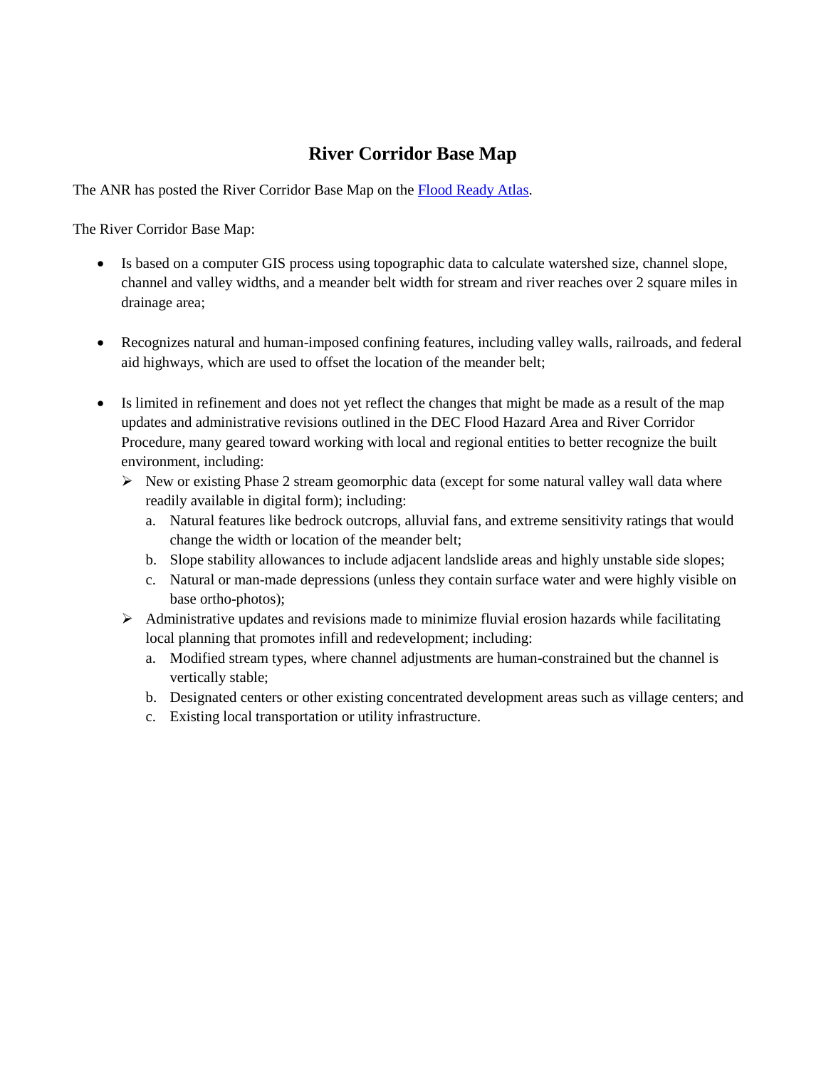# River Corridor Base Map

The ANR has posted the River Corridor Base Map on the [Flood Ready Atlas]().

The River Corridor Base Map:

- Is based on a computer GIS process using topographic data to calculate watershed size, channel slope, channel and valley widths, and a meander belt width for stream and river reaches over 2 square miles in drainage area;

- Recognizes natural and human-imposed confining features, including valley walls, railroads, and federal aid highways, which are used to offset the location of the meander belt;

- Is limited in refinement and does not yet reflect the changes that might be made as a result of the map updates and administrative revisions outlined in the DEC Flood Hazard Area and River Corridor Procedure, many geared toward working with local and regional entities to better recognize the built environment, including:
  - New or existing Phase 2 stream geomorphic data (except for some natural valley wall data where readily available in digital form); including:
    a. Natural features like bedrock outcrops, alluvial fans, and extreme sensitivity ratings that would change the width or location of the meander belt;
    b. Slope stability allowances to include adjacent landslide areas and highly unstable side slopes;
    c. Natural or man-made depressions (unless they contain surface water and were highly visible on base ortho-photos);
  - Administrative updates and revisions made to minimize fluvial erosion hazards while facilitating local planning that promotes infill and redevelopment; including:
    a. Modified stream types, where channel adjustments are human-constrained but the channel is vertically stable;
    b. Designated centers or other existing concentrated development areas such as village centers; and
    c. Existing local transportation or utility infrastructure.